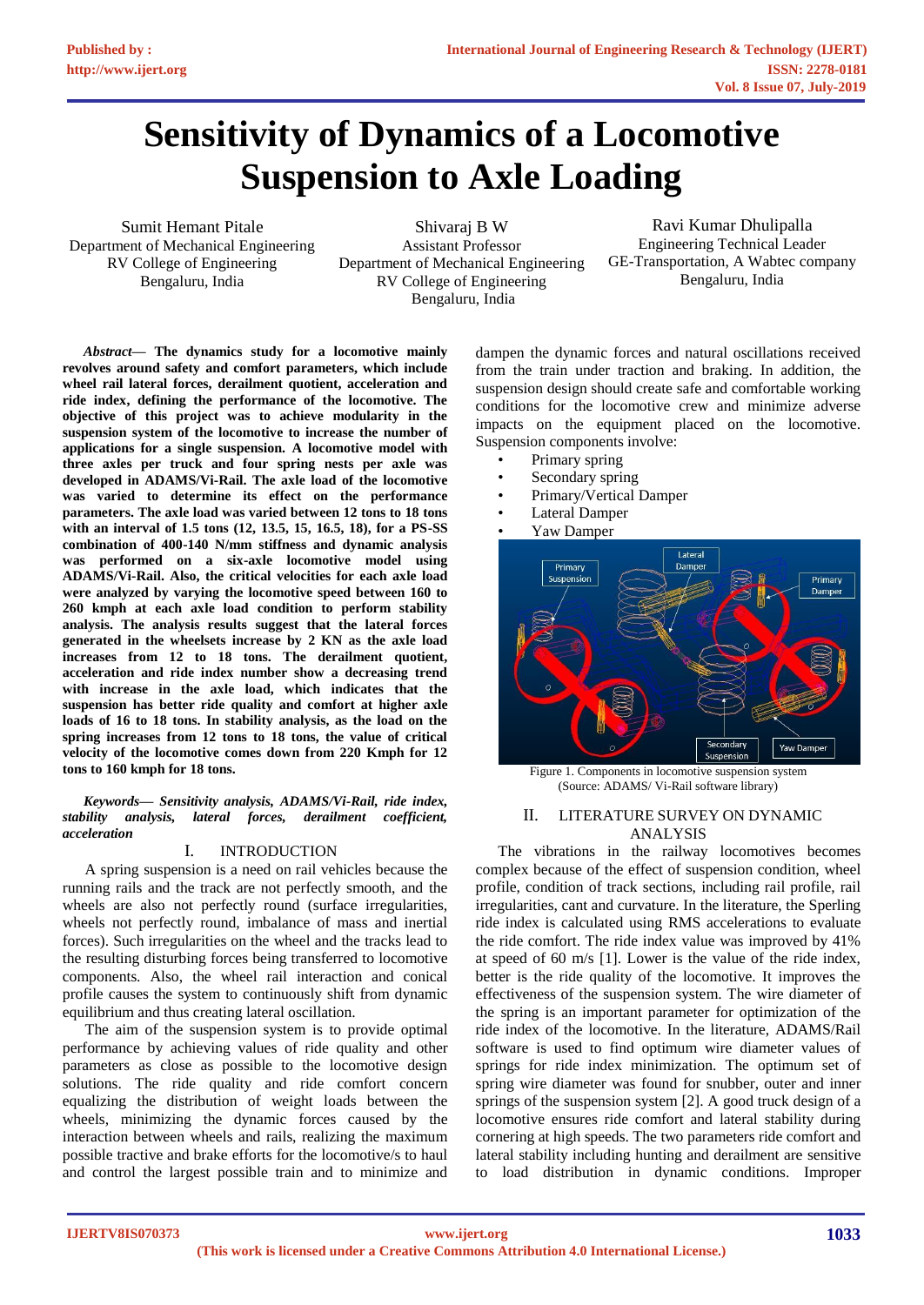# Sensitivity of Dynamics of a Locomotive Suspension to Axle Loading

Sumit Hemant Pitale
Department of Mechanical Engineering
RV College of Engineering
Bengaluru, India

Shivaraj B W
Assistant Professor
Department of Mechanical Engineering
RV College of Engineering
Bengaluru, India

Ravi Kumar Dhulipalla
Engineering Technical Leader
GE-Transportation, A Wabtec company
Bengaluru, India

***Abstract*— The dynamics study for a locomotive mainly revolves around safety and comfort parameters, which include wheel rail lateral forces, derailment quotient, acceleration and ride index, defining the performance of the locomotive. The objective of this project was to achieve modularity in the suspension system of the locomotive to increase the number of applications for a single suspension. A locomotive model with three axles per truck and four spring nests per axle was developed in ADAMS/Vi-Rail. The axle load of the locomotive was varied to determine its effect on the performance parameters. The axle load was varied between 12 tons to 18 tons with an interval of 1.5 tons (12, 13.5, 15, 16.5, 18), for a PS-SS combination of 400-140 N/mm stiffness and dynamic analysis was performed on a six-axle locomotive model using ADAMS/Vi-Rail. Also, the critical velocities for each axle load were analyzed by varying the locomotive speed between 160 to 260 kmph at each axle load condition to perform stability analysis. The analysis results suggest that the lateral forces generated in the wheelsets increase by 2 KN as the axle load increases from 12 to 18 tons. The derailment quotient, acceleration and ride index number show a decreasing trend with increase in the axle load, which indicates that the suspension has better ride quality and comfort at higher axle loads of 16 to 18 tons. In stability analysis, as the load on the spring increases from 12 tons to 18 tons, the value of critical velocity of the locomotive comes down from 220 Kmph for 12 tons to 160 kmph for 18 tons.**

***Keywords*— *Sensitivity analysis, ADAMS/Vi-Rail, ride index, stability analysis, lateral forces, derailment coefficient, acceleration***

## I. INTRODUCTION

A spring suspension is a need on rail vehicles because the running rails and the track are not perfectly smooth, and the wheels are also not perfectly round (surface irregularities, wheels not perfectly round, imbalance of mass and inertial forces). Such irregularities on the wheel and the tracks lead to the resulting disturbing forces being transferred to locomotive components. Also, the wheel rail interaction and conical profile causes the system to continuously shift from dynamic equilibrium and thus creating lateral oscillation.

The aim of the suspension system is to provide optimal performance by achieving values of ride quality and other parameters as close as possible to the locomotive design solutions. The ride quality and ride comfort concern equalizing the distribution of weight loads between the wheels, minimizing the dynamic forces caused by the interaction between wheels and rails, realizing the maximum possible tractive and brake efforts for the locomotive/s to haul and control the largest possible train and to minimize and dampen the dynamic forces and natural oscillations received from the train under traction and braking. In addition, the suspension design should create safe and comfortable working conditions for the locomotive crew and minimize adverse impacts on the equipment placed on the locomotive. Suspension components involve:

- Primary spring
- Secondary spring
- Primary/Vertical Damper
- Lateral Damper
- Yaw Damper

Figure 1. Components in locomotive suspension system
(Source: ADAMS/ Vi-Rail software library)

## II. LITERATURE SURVEY ON DYNAMIC ANALYSIS

The vibrations in the railway locomotives becomes complex because of the effect of suspension condition, wheel profile, condition of track sections, including rail profile, rail irregularities, cant and curvature. In the literature, the Sperling ride index is calculated using RMS accelerations to evaluate the ride comfort. The ride index value was improved by 41% at speed of 60 m/s [1]. Lower is the value of the ride index, better is the ride quality of the locomotive. It improves the effectiveness of the suspension system. The wire diameter of the spring is an important parameter for optimization of the ride index of the locomotive. In the literature, ADAMS/Rail software is used to find optimum wire diameter values of springs for ride index minimization. The optimum set of spring wire diameter was found for snubber, outer and inner springs of the suspension system [2]. A good truck design of a locomotive ensures ride comfort and lateral stability during cornering at high speeds. The two parameters ride comfort and lateral stability including hunting and derailment are sensitive to load distribution in dynamic conditions. Improper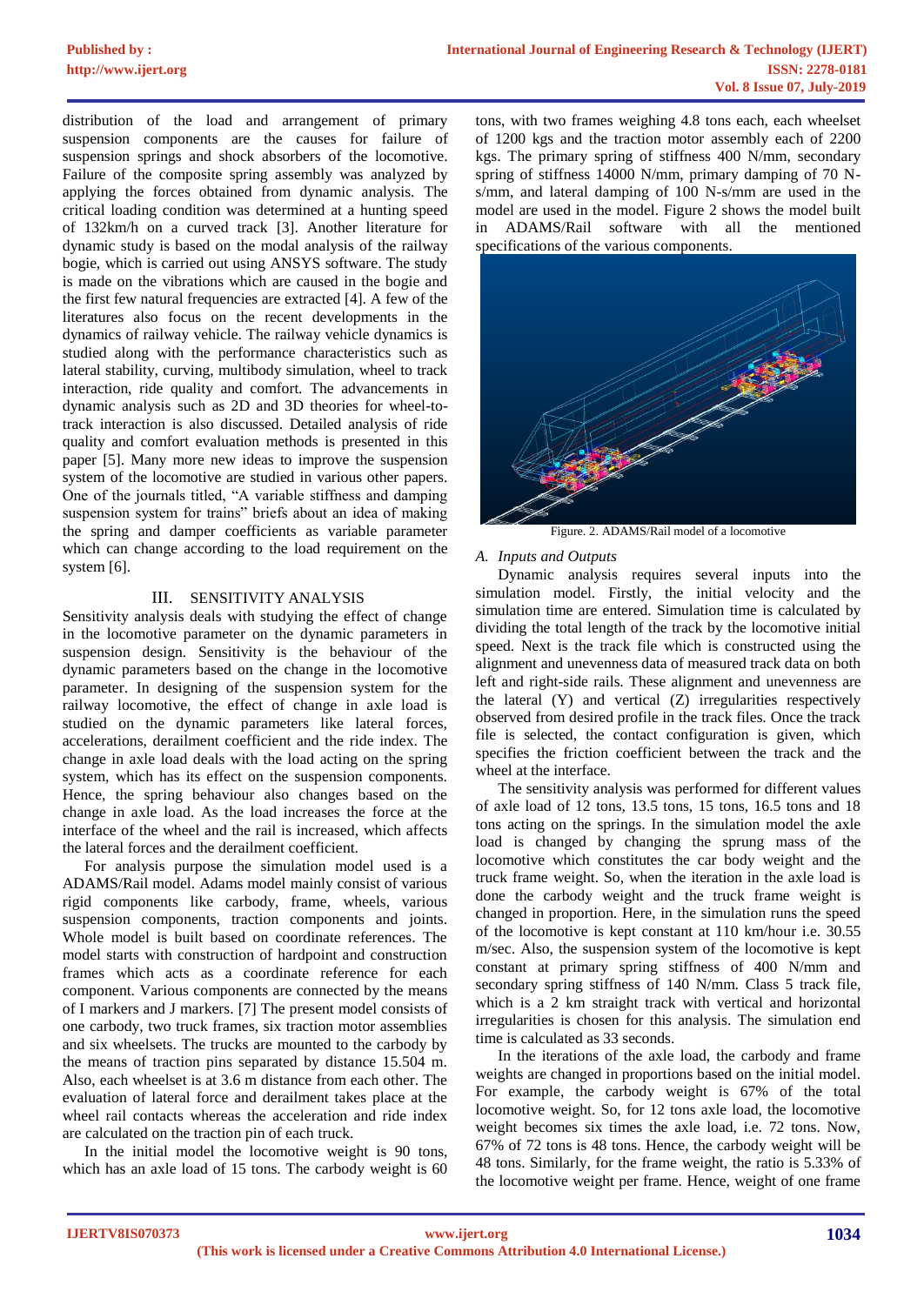distribution of the load and arrangement of primary suspension components are the causes for failure of suspension springs and shock absorbers of the locomotive. Failure of the composite spring assembly was analyzed by applying the forces obtained from dynamic analysis. The critical loading condition was determined at a hunting speed of 132km/h on a curved track [3]. Another literature for dynamic study is based on the modal analysis of the railway bogie, which is carried out using ANSYS software. The study is made on the vibrations which are caused in the bogie and the first few natural frequencies are extracted [4]. A few of the literatures also focus on the recent developments in the dynamics of railway vehicle. The railway vehicle dynamics is studied along with the performance characteristics such as lateral stability, curving, multibody simulation, wheel to track interaction, ride quality and comfort. The advancements in dynamic analysis such as 2D and 3D theories for wheel-to-track interaction is also discussed. Detailed analysis of ride quality and comfort evaluation methods is presented in this paper [5]. Many more new ideas to improve the suspension system of the locomotive are studied in various other papers. One of the journals titled, "A variable stiffness and damping suspension system for trains" briefs about an idea of making the spring and damper coefficients as variable parameter which can change according to the load requirement on the system [6].

## III. SENSITIVITY ANALYSIS

Sensitivity analysis deals with studying the effect of change in the locomotive parameter on the dynamic parameters in suspension design. Sensitivity is the behaviour of the dynamic parameters based on the change in the locomotive parameter. In designing of the suspension system for the railway locomotive, the effect of change in axle load is studied on the dynamic parameters like lateral forces, accelerations, derailment coefficient and the ride index. The change in axle load deals with the load acting on the spring system, which has its effect on the suspension components. Hence, the spring behaviour also changes based on the change in axle load. As the load increases the force at the interface of the wheel and the rail is increased, which affects the lateral forces and the derailment coefficient.

For analysis purpose the simulation model used is a ADAMS/Rail model. Adams model mainly consist of various rigid components like carbody, frame, wheels, various suspension components, traction components and joints. Whole model is built based on coordinate references. The model starts with construction of hardpoint and construction frames which acts as a coordinate reference for each component. Various components are connected by the means of I markers and J markers. [7] The present model consists of one carbody, two truck frames, six traction motor assemblies and six wheelsets. The trucks are mounted to the carbody by the means of traction pins separated by distance 15.504 m. Also, each wheelset is at 3.6 m distance from each other. The evaluation of lateral force and derailment takes place at the wheel rail contacts whereas the acceleration and ride index are calculated on the traction pin of each truck.

In the initial model the locomotive weight is 90 tons, which has an axle load of 15 tons. The carbody weight is 60 tons, with two frames weighing 4.8 tons each, each wheelset of 1200 kgs and the traction motor assembly each of 2200 kgs. The primary spring of stiffness 400 N/mm, secondary spring of stiffness 14000 N/mm, primary damping of 70 N-s/mm, and lateral damping of 100 N-s/mm are used in the model are used in the model. Figure 2 shows the model built in ADAMS/Rail software with all the mentioned specifications of the various components.

Figure. 2. ADAMS/Rail model of a locomotive

### *A. Inputs and Outputs*

Dynamic analysis requires several inputs into the simulation model. Firstly, the initial velocity and the simulation time are entered. Simulation time is calculated by dividing the total length of the track by the locomotive initial speed. Next is the track file which is constructed using the alignment and unevenness data of measured track data on both left and right-side rails. These alignment and unevenness are the lateral (Y) and vertical (Z) irregularities respectively observed from desired profile in the track files. Once the track file is selected, the contact configuration is given, which specifies the friction coefficient between the track and the wheel at the interface.

The sensitivity analysis was performed for different values of axle load of 12 tons, 13.5 tons, 15 tons, 16.5 tons and 18 tons acting on the springs. In the simulation model the axle load is changed by changing the sprung mass of the locomotive which constitutes the car body weight and the truck frame weight. So, when the iteration in the axle load is done the carbody weight and the truck frame weight is changed in proportion. Here, in the simulation runs the speed of the locomotive is kept constant at 110 km/hour i.e. 30.55 m/sec. Also, the suspension system of the locomotive is kept constant at primary spring stiffness of 400 N/mm and secondary spring stiffness of 140 N/mm. Class 5 track file, which is a 2 km straight track with vertical and horizontal irregularities is chosen for this analysis. The simulation end time is calculated as 33 seconds.

In the iterations of the axle load, the carbody and frame weights are changed in proportions based on the initial model. For example, the carbody weight is 67% of the total locomotive weight. So, for 12 tons axle load, the locomotive weight becomes six times the axle load, i.e. 72 tons. Now, 67% of 72 tons is 48 tons. Hence, the carbody weight will be 48 tons. Similarly, for the frame weight, the ratio is 5.33% of the locomotive weight per frame. Hence, weight of one frame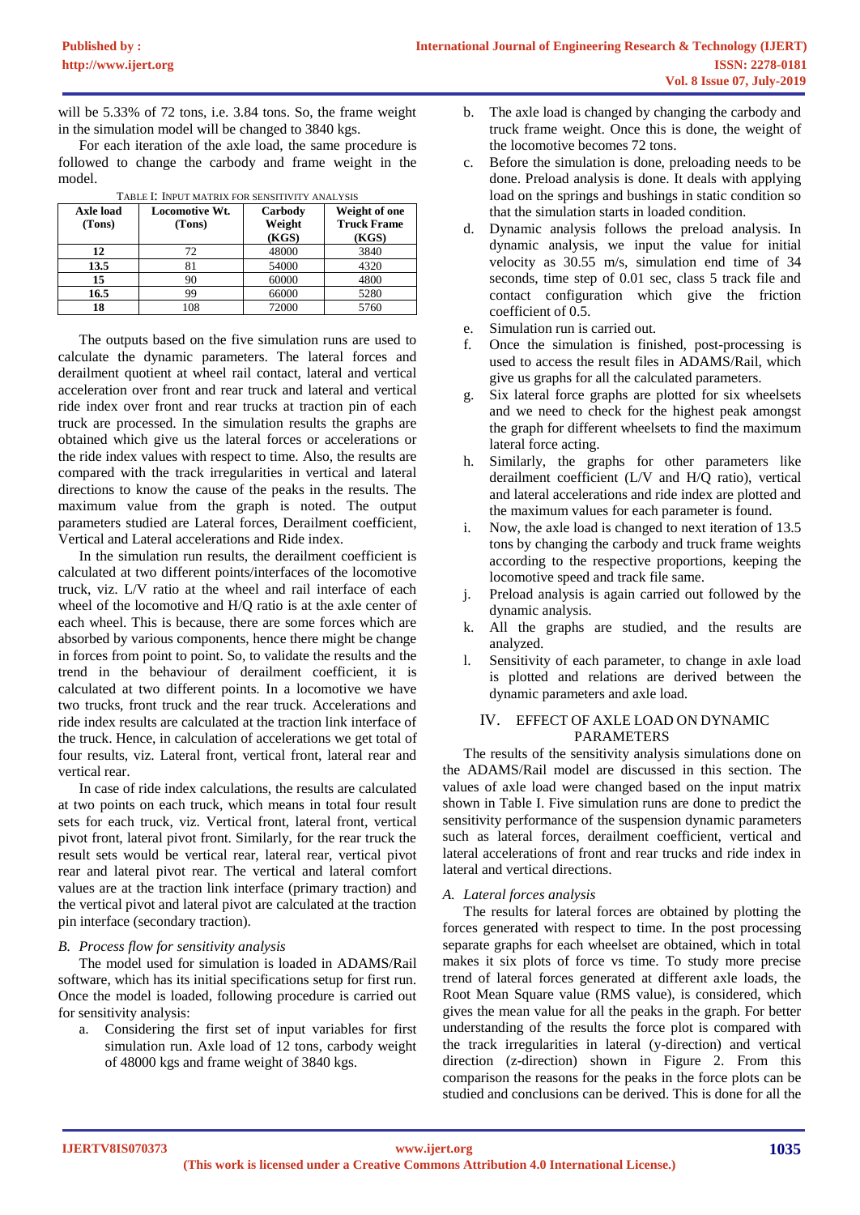will be 5.33% of 72 tons, i.e. 3.84 tons. So, the frame weight in the simulation model will be changed to 3840 kgs.

For each iteration of the axle load, the same procedure is followed to change the carbody and frame weight in the model.

TABLE I: INPUT MATRIX FOR SENSITIVITY ANALYSIS

| Axle load (Tons) | Locomotive Wt. (Tons) | Carbody Weight (KGS) | Weight of one Truck Frame (KGS) |
|---|---|---|---|
| **12** | 72 | 48000 | 3840 |
| **13.5** | 81 | 54000 | 4320 |
| **15** | 90 | 60000 | 4800 |
| **16.5** | 99 | 66000 | 5280 |
| **18** | 108 | 72000 | 5760 |

The outputs based on the five simulation runs are used to calculate the dynamic parameters. The lateral forces and derailment quotient at wheel rail contact, lateral and vertical acceleration over front and rear truck and lateral and vertical ride index over front and rear trucks at traction pin of each truck are processed. In the simulation results the graphs are obtained which give us the lateral forces or accelerations or the ride index values with respect to time. Also, the results are compared with the track irregularities in vertical and lateral directions to know the cause of the peaks in the results. The maximum value from the graph is noted. The output parameters studied are Lateral forces, Derailment coefficient, Vertical and Lateral accelerations and Ride index.

In the simulation run results, the derailment coefficient is calculated at two different points/interfaces of the locomotive truck, viz. L/V ratio at the wheel and rail interface of each wheel of the locomotive and H/Q ratio is at the axle center of each wheel. This is because, there are some forces which are absorbed by various components, hence there might be change in forces from point to point. So, to validate the results and the trend in the behaviour of derailment coefficient, it is calculated at two different points. In a locomotive we have two trucks, front truck and the rear truck. Accelerations and ride index results are calculated at the traction link interface of the truck. Hence, in calculation of accelerations we get total of four results, viz. Lateral front, vertical front, lateral rear and vertical rear.

In case of ride index calculations, the results are calculated at two points on each truck, which means in total four result sets for each truck, viz. Vertical front, lateral front, vertical pivot front, lateral pivot front. Similarly, for the rear truck the result sets would be vertical rear, lateral rear, vertical pivot rear and lateral pivot rear. The vertical and lateral comfort values are at the traction link interface (primary traction) and the vertical pivot and lateral pivot are calculated at the traction pin interface (secondary traction).

### *B. Process flow for sensitivity analysis*

The model used for simulation is loaded in ADAMS/Rail software, which has its initial specifications setup for first run. Once the model is loaded, following procedure is carried out for sensitivity analysis:

a. Considering the first set of input variables for first simulation run. Axle load of 12 tons, carbody weight of 48000 kgs and frame weight of 3840 kgs.
b. The axle load is changed by changing the carbody and truck frame weight. Once this is done, the weight of the locomotive becomes 72 tons.
c. Before the simulation is done, preloading needs to be done. Preload analysis is done. It deals with applying load on the springs and bushings in static condition so that the simulation starts in loaded condition.
d. Dynamic analysis follows the preload analysis. In dynamic analysis, we input the value for initial velocity as 30.55 m/s, simulation end time of 34 seconds, time step of 0.01 sec, class 5 track file and contact configuration which give the friction coefficient of 0.5.
e. Simulation run is carried out.
f. Once the simulation is finished, post-processing is used to access the result files in ADAMS/Rail, which give us graphs for all the calculated parameters.
g. Six lateral force graphs are plotted for six wheelsets and we need to check for the highest peak amongst the graph for different wheelsets to find the maximum lateral force acting.
h. Similarly, the graphs for other parameters like derailment coefficient (L/V and H/Q ratio), vertical and lateral accelerations and ride index are plotted and the maximum values for each parameter is found.
i. Now, the axle load is changed to next iteration of 13.5 tons by changing the carbody and truck frame weights according to the respective proportions, keeping the locomotive speed and track file same.
j. Preload analysis is again carried out followed by the dynamic analysis.
k. All the graphs are studied, and the results are analyzed.
l. Sensitivity of each parameter, to change in axle load is plotted and relations are derived between the dynamic parameters and axle load.

## IV. EFFECT OF AXLE LOAD ON DYNAMIC PARAMETERS

The results of the sensitivity analysis simulations done on the ADAMS/Rail model are discussed in this section. The values of axle load were changed based on the input matrix shown in Table I. Five simulation runs are done to predict the sensitivity performance of the suspension dynamic parameters such as lateral forces, derailment coefficient, vertical and lateral accelerations of front and rear trucks and ride index in lateral and vertical directions.

### *A. Lateral forces analysis*

The results for lateral forces are obtained by plotting the forces generated with respect to time. In the post processing separate graphs for each wheelset are obtained, which in total makes it six plots of force vs time. To study more precise trend of lateral forces generated at different axle loads, the Root Mean Square value (RMS value), is considered, which gives the mean value for all the peaks in the graph. For better understanding of the results the force plot is compared with the track irregularities in lateral (y-direction) and vertical direction (z-direction) shown in Figure 2. From this comparison the reasons for the peaks in the force plots can be studied and conclusions can be derived. This is done for all the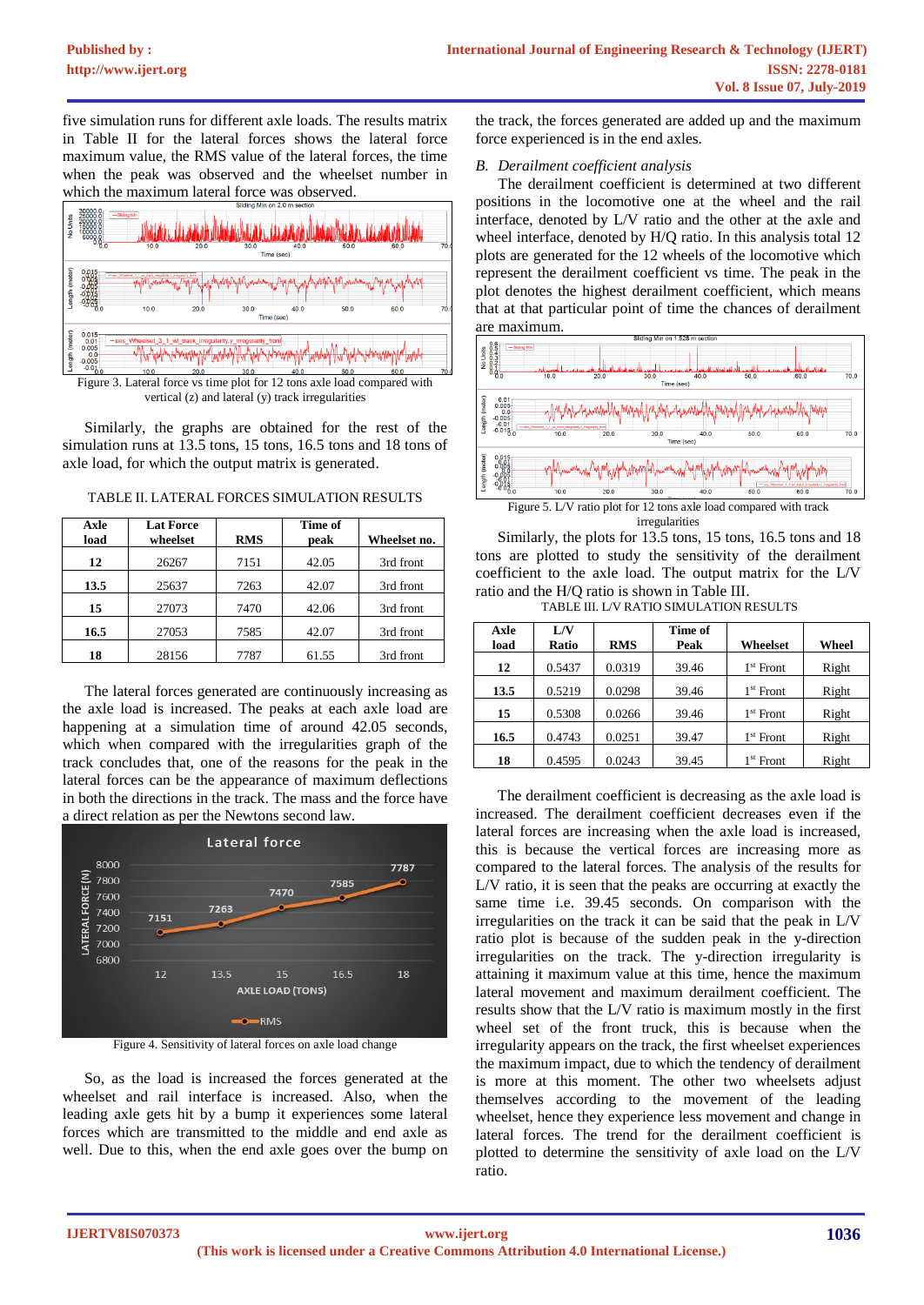five simulation runs for different axle loads. The results matrix in Table II for the lateral forces shows the lateral force maximum value, the RMS value of the lateral forces, the time when the peak was observed and the wheelset number in which the maximum lateral force was observed.

Figure 3. Lateral force vs time plot for 12 tons axle load compared with vertical (z) and lateral (y) track irregularities

Similarly, the graphs are obtained for the rest of the simulation runs at 13.5 tons, 15 tons, 16.5 tons and 18 tons of axle load, for which the output matrix is generated.

TABLE II. LATERAL FORCES SIMULATION RESULTS

| Axle load | Lat Force wheelset | RMS | Time of peak | Wheelset no. |
|---|---|---|---|---|
| 12 | 26267 | 7151 | 42.05 | 3rd front |
| 13.5 | 25637 | 7263 | 42.07 | 3rd front |
| 15 | 27073 | 7470 | 42.06 | 3rd front |
| 16.5 | 27053 | 7585 | 42.07 | 3rd front |
| 18 | 28156 | 7787 | 61.55 | 3rd front |

The lateral forces generated are continuously increasing as the axle load is increased. The peaks at each axle load are happening at a simulation time of around 42.05 seconds, which when compared with the irregularities graph of the track concludes that, one of the reasons for the peak in the lateral forces can be the appearance of maximum deflections in both the directions in the track. The mass and the force have a direct relation as per the Newtons second law.

Figure 4. Sensitivity of lateral forces on axle load change

So, as the load is increased the forces generated at the wheelset and rail interface is increased. Also, when the leading axle gets hit by a bump it experiences some lateral forces which are transmitted to the middle and end axle as well. Due to this, when the end axle goes over the bump on the track, the forces generated are added up and the maximum force experienced is in the end axles.

## B. *Derailment coefficient analysis*

The derailment coefficient is determined at two different positions in the locomotive one at the wheel and the rail interface, denoted by L/V ratio and the other at the axle and wheel interface, denoted by H/Q ratio. In this analysis total 12 plots are generated for the 12 wheels of the locomotive which represent the derailment coefficient vs time. The peak in the plot denotes the highest derailment coefficient, which means that at that particular point of time the chances of derailment are maximum.

Figure 5. L/V ratio plot for 12 tons axle load compared with track irregularities

Similarly, the plots for 13.5 tons, 15 tons, 16.5 tons and 18 tons are plotted to study the sensitivity of the derailment coefficient to the axle load. The output matrix for the L/V ratio and the H/Q ratio is shown in Table III.

TABLE III. L/V RATIO SIMULATION RESULTS

| Axle load | L/V Ratio | RMS | Time of Peak | Wheelset | Wheel |
|---|---|---|---|---|---|
| 12 | 0.5437 | 0.0319 | 39.46 | 1st Front | Right |
| 13.5 | 0.5219 | 0.0298 | 39.46 | 1st Front | Right |
| 15 | 0.5308 | 0.0266 | 39.46 | 1st Front | Right |
| 16.5 | 0.4743 | 0.0251 | 39.47 | 1st Front | Right |
| 18 | 0.4595 | 0.0243 | 39.45 | 1st Front | Right |

The derailment coefficient is decreasing as the axle load is increased. The derailment coefficient decreases even if the lateral forces are increasing when the axle load is increased, this is because the vertical forces are increasing more as compared to the lateral forces. The analysis of the results for L/V ratio, it is seen that the peaks are occurring at exactly the same time i.e. 39.45 seconds. On comparison with the irregularities on the track it can be said that the peak in L/V ratio plot is because of the sudden peak in the y-direction irregularities on the track. The y-direction irregularity is attaining it maximum value at this time, hence the maximum lateral movement and maximum derailment coefficient. The results show that the L/V ratio is maximum mostly in the first wheel set of the front truck, this is because when the irregularity appears on the track, the first wheelset experiences the maximum impact, due to which the tendency of derailment is more at this moment. The other two wheelsets adjust themselves according to the movement of the leading wheelset, hence they experience less movement and change in lateral forces. The trend for the derailment coefficient is plotted to determine the sensitivity of axle load on the L/V ratio.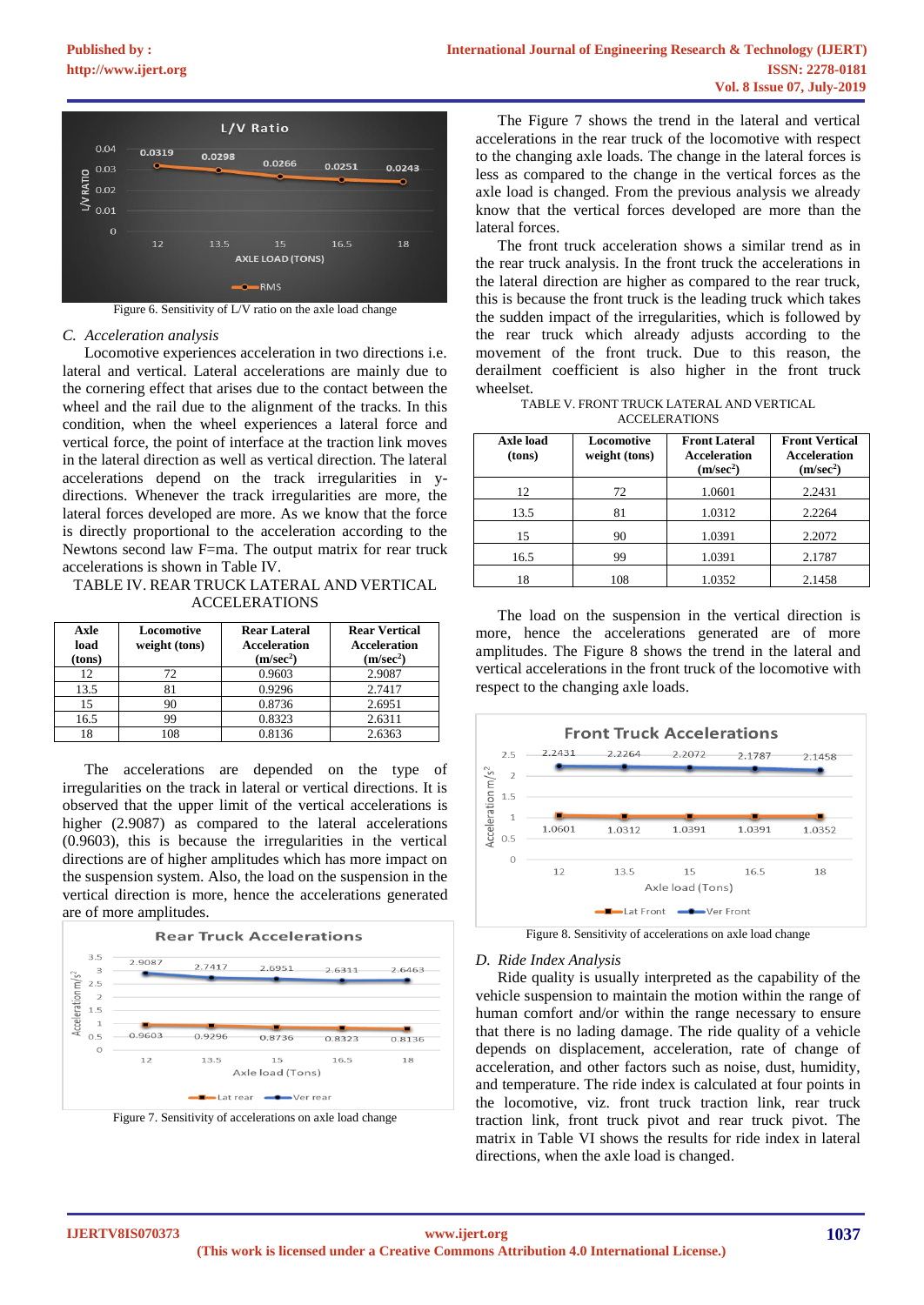Figure 6. Sensitivity of L/V ratio on the axle load change

### C. Acceleration analysis

Locomotive experiences acceleration in two directions i.e. lateral and vertical. Lateral accelerations are mainly due to the cornering effect that arises due to the contact between the wheel and the rail due to the alignment of the tracks. In this condition, when the wheel experiences a lateral force and vertical force, the point of interface at the traction link moves in the lateral direction as well as vertical direction. The lateral accelerations depend on the track irregularities in y-directions. Whenever the track irregularities are more, the lateral forces developed are more. As we know that the force is directly proportional to the acceleration according to the Newtons second law F=ma. The output matrix for rear truck accelerations is shown in Table IV.

TABLE IV. REAR TRUCK LATERAL AND VERTICAL ACCELERATIONS

| Axle load (tons) | Locomotive weight (tons) | Rear Lateral Acceleration ($m/sec^2$) | Rear Vertical Acceleration ($m/sec^2$) |
|---|---|---|---|
| 12 | 72 | 0.9603 | 2.9087 |
| 13.5 | 81 | 0.9296 | 2.7417 |
| 15 | 90 | 0.8736 | 2.6951 |
| 16.5 | 99 | 0.8323 | 2.6311 |
| 18 | 108 | 0.8136 | 2.6363 |

The accelerations are depended on the type of irregularities on the track in lateral or vertical directions. It is observed that the upper limit of the vertical accelerations is higher (2.9087) as compared to the lateral accelerations (0.9603), this is because the irregularities in the vertical directions are of higher amplitudes which has more impact on the suspension system. Also, the load on the suspension in the vertical direction is more, hence the accelerations generated are of more amplitudes.

Figure 7. Sensitivity of accelerations on axle load change

The Figure 7 shows the trend in the lateral and vertical accelerations in the rear truck of the locomotive with respect to the changing axle loads. The change in the lateral forces is less as compared to the change in the vertical forces as the axle load is changed. From the previous analysis we already know that the vertical forces developed are more than the lateral forces.

The front truck acceleration shows a similar trend as in the rear truck analysis. In the front truck the accelerations in the lateral direction are higher as compared to the rear truck, this is because the front truck is the leading truck which takes the sudden impact of the irregularities, which is followed by the rear truck which already adjusts according to the movement of the front truck. Due to this reason, the derailment coefficient is also higher in the front truck wheelset.

TABLE V. FRONT TRUCK LATERAL AND VERTICAL ACCELERATIONS

| Axle load (tons) | Locomotive weight (tons) | Front Lateral Acceleration ($m/sec^2$) | Front Vertical Acceleration ($m/sec^2$) |
|---|---|---|---|
| 12 | 72 | 1.0601 | 2.2431 |
| 13.5 | 81 | 1.0312 | 2.2264 |
| 15 | 90 | 1.0391 | 2.2072 |
| 16.5 | 99 | 1.0391 | 2.1787 |
| 18 | 108 | 1.0352 | 2.1458 |

The load on the suspension in the vertical direction is more, hence the accelerations generated are of more amplitudes. The Figure 8 shows the trend in the lateral and vertical accelerations in the front truck of the locomotive with respect to the changing axle loads.

Figure 8. Sensitivity of accelerations on axle load change

### D. Ride Index Analysis

Ride quality is usually interpreted as the capability of the vehicle suspension to maintain the motion within the range of human comfort and/or within the range necessary to ensure that there is no lading damage. The ride quality of a vehicle depends on displacement, acceleration, rate of change of acceleration, and other factors such as noise, dust, humidity, and temperature. The ride index is calculated at four points in the locomotive, viz. front truck traction link, rear truck traction link, front truck pivot and rear truck pivot. The matrix in Table VI shows the results for ride index in lateral directions, when the axle load is changed.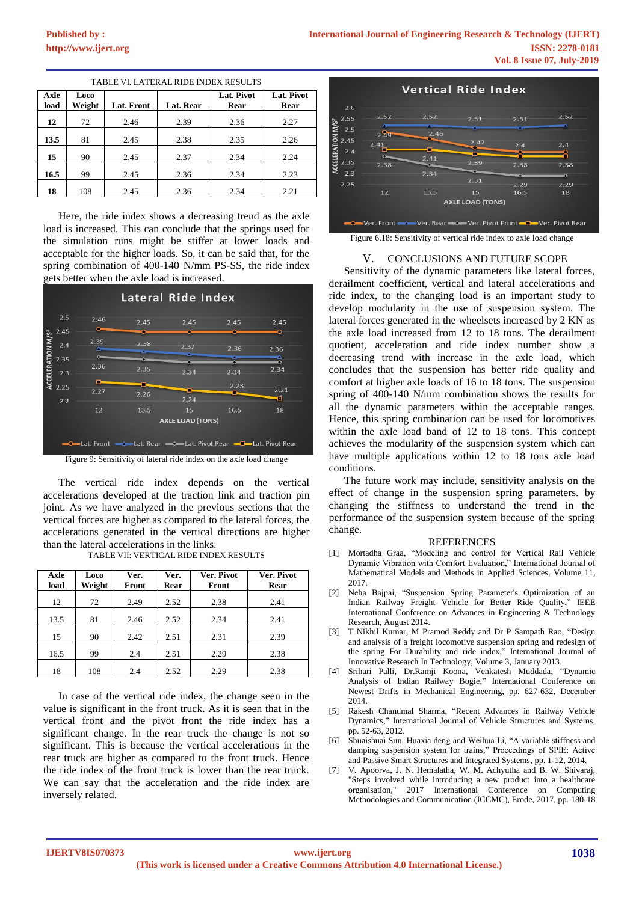TABLE VI. LATERAL RIDE INDEX RESULTS

| Axle load | Loco Weight | Lat. Front | Lat. Rear | Lat. Pivot Rear | Lat. Pivot Rear |
|---|---|---|---|---|---|
| **12** | 72 | 2.46 | 2.39 | 2.36 | 2.27 |
| **13.5** | 81 | 2.45 | 2.38 | 2.35 | 2.26 |
| **15** | 90 | 2.45 | 2.37 | 2.34 | 2.24 |
| **16.5** | 99 | 2.45 | 2.36 | 2.34 | 2.23 |
| **18** | 108 | 2.45 | 2.36 | 2.34 | 2.21 |

Here, the ride index shows a decreasing trend as the axle load is increased. This can conclude that the springs used for the simulation runs might be stiffer at lower loads and acceptable for the higher loads. So, it can be said that, for the spring combination of 400-140 N/mm PS-SS, the ride index gets better when the axle load is increased.

Lateral Ride Index

ACCELERATION M/S²

2.5
2.45
2.4
2.35
2.3
2.25
2.2

2.46 2.45 2.45 2.45 2.45
2.39 2.38 2.37 2.36 2.36
2.36 2.35 2.34 2.34 2.34
2.27 2.26 2.24 2.23 2.21

12 13.5 15 16.5 18

AXLE LOAD (TONS)

Lat. Front, Lat. Rear, Lat. Pivot Rear, Lat. Pivot Rear

Figure 9: Sensitivity of lateral ride index on the axle load change

The vertical ride index depends on the vertical accelerations developed at the traction link and traction pin joint. As we have analyzed in the previous sections that the vertical forces are higher as compared to the lateral forces, the accelerations generated in the vertical directions are higher than the lateral accelerations in the links.

TABLE VII: VERTICAL RIDE INDEX RESULTS

| Axle load | Loco Weight | Ver. Front | Ver. Rear | Ver. Pivot Front | Ver. Pivot Rear |
|---|---|---|---|---|---|
| 12 | 72 | 2.49 | 2.52 | 2.38 | 2.41 |
| 13.5 | 81 | 2.46 | 2.52 | 2.34 | 2.41 |
| 15 | 90 | 2.42 | 2.51 | 2.31 | 2.39 |
| 16.5 | 99 | 2.4 | 2.51 | 2.29 | 2.38 |
| 18 | 108 | 2.4 | 2.52 | 2.29 | 2.38 |

In case of the vertical ride index, the change seen in the value is significant in the front truck. As it is seen that in the vertical front and the pivot front the ride index has a significant change. In the rear truck the change is not so significant. This is because the vertical accelerations in the rear truck are higher as compared to the front truck. Hence the ride index of the front truck is lower than the rear truck. We can say that the acceleration and the ride index are inversely related.

Vertical Ride Index

ACCELERATION M/S²

2.6
2.55
2.5
2.45
2.4
2.35
2.3
2.25

2.52 2.52 2.51 2.51 2.52
2.49 2.46 2.42 2.4 2.4
2.41 2.41 2.39 2.38 2.38
2.38 2.34 2.31 2.29 2.29

12 13.5 15 16.5 18

AXLE LOAD (TONS)

Ver. Front, Ver. Rear, Ver. Pivot Front, Ver. Pivot Rear

Figure 6.18: Sensitivity of vertical ride index to axle load change

## V. CONCLUSIONS AND FUTURE SCOPE

Sensitivity of the dynamic parameters like lateral forces, derailment coefficient, vertical and lateral accelerations and ride index, to the changing load is an important study to develop modularity in the use of suspension system. The lateral forces generated in the wheelsets increased by 2 KN as the axle load increased from 12 to 18 tons. The derailment quotient, acceleration and ride index number show a decreasing trend with increase in the axle load, which concludes that the suspension has better ride quality and comfort at higher axle loads of 16 to 18 tons. The suspension spring of 400-140 N/mm combination shows the results for all the dynamic parameters within the acceptable ranges. Hence, this spring combination can be used for locomotives within the axle load band of 12 to 18 tons. This concept achieves the modularity of the suspension system which can have multiple applications within 12 to 18 tons axle load conditions.

The future work may include, sensitivity analysis on the effect of change in the suspension spring parameters. by changing the stiffness to understand the trend in the performance of the suspension system because of the spring change.

## REFERENCES

[1] Mortadha Graa, "Modeling and control for Vertical Rail Vehicle Dynamic Vibration with Comfort Evaluation," International Journal of Mathematical Models and Methods in Applied Sciences, Volume 11, 2017.

[2] Neha Bajpai, "Suspension Spring Parameter's Optimization of an Indian Railway Freight Vehicle for Better Ride Quality," IEEE International Conference on Advances in Engineering & Technology Research, August 2014.

[3] T Nikhil Kumar, M Pramod Reddy and Dr P Sampath Rao, "Design and analysis of a freight locomotive suspension spring and redesign of the spring For Durability and ride index," International Journal of Innovative Research In Technology, Volume 3, January 2013.

[4] Srihari Palli, Dr.Ramji Koona, Venkatesh Muddada, "Dynamic Analysis of Indian Railway Bogie," International Conference on Newest Drifts in Mechanical Engineering, pp. 627-632, December 2014.

[5] Rakesh Chandmal Sharma, "Recent Advances in Railway Vehicle Dynamics," International Journal of Vehicle Structures and Systems, pp. 52-63, 2012.

[6] Shuaishuai Sun, Huaxia deng and Weihua Li, "A variable stiffness and damping suspension system for trains," Proceedings of SPIE: Active and Passive Smart Structures and Integrated Systems, pp. 1-12, 2014.

[7] V. Apoorva, J. N. Hemalatha, W. M. Achyutha and B. W. Shivaraj, "Steps involved while introducing a new product into a healthcare organisation," 2017 International Conference on Computing Methodologies and Communication (ICCMC), Erode, 2017, pp. 180-18